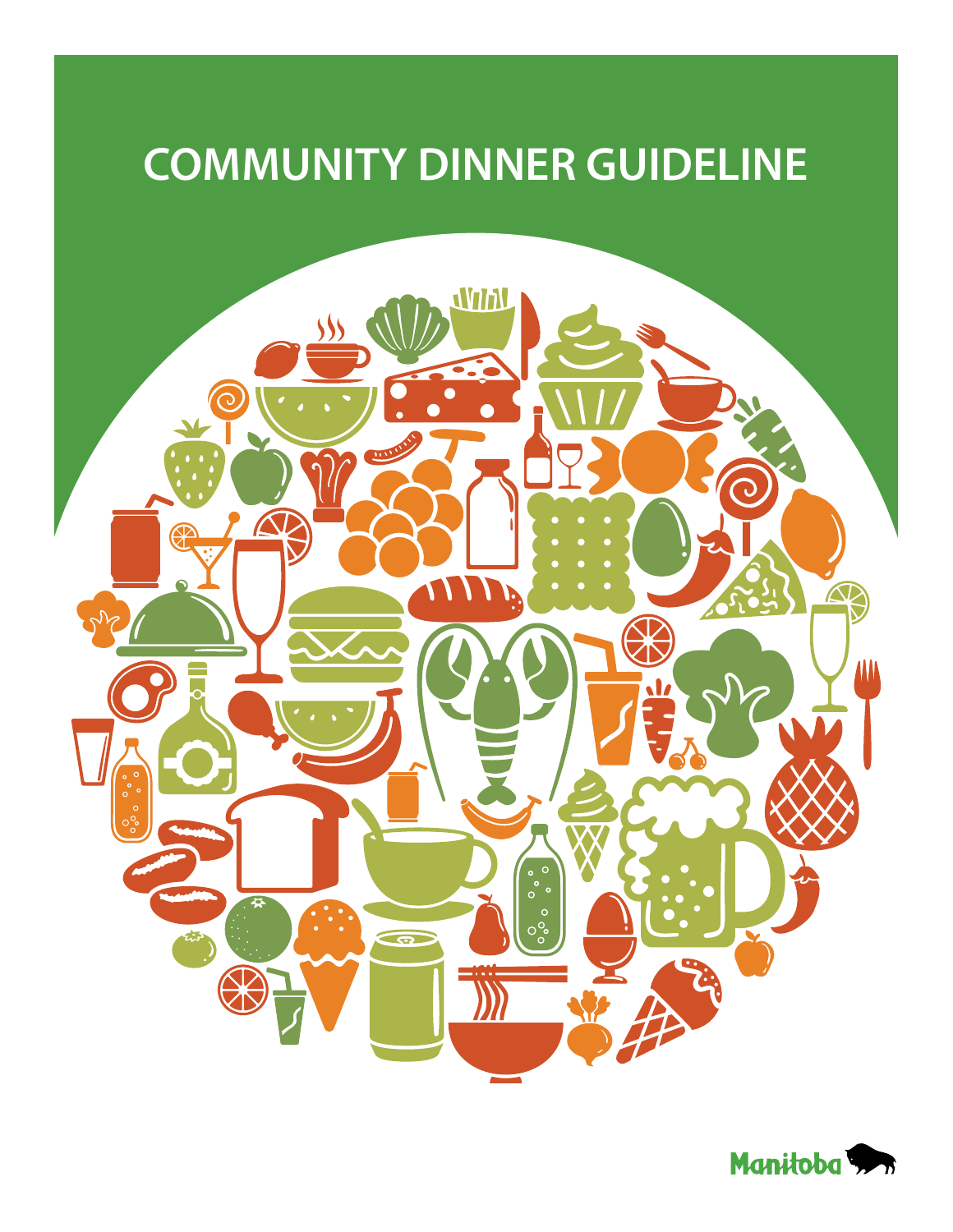# COMMUNITY DINNER GUIDELINE

Manitoba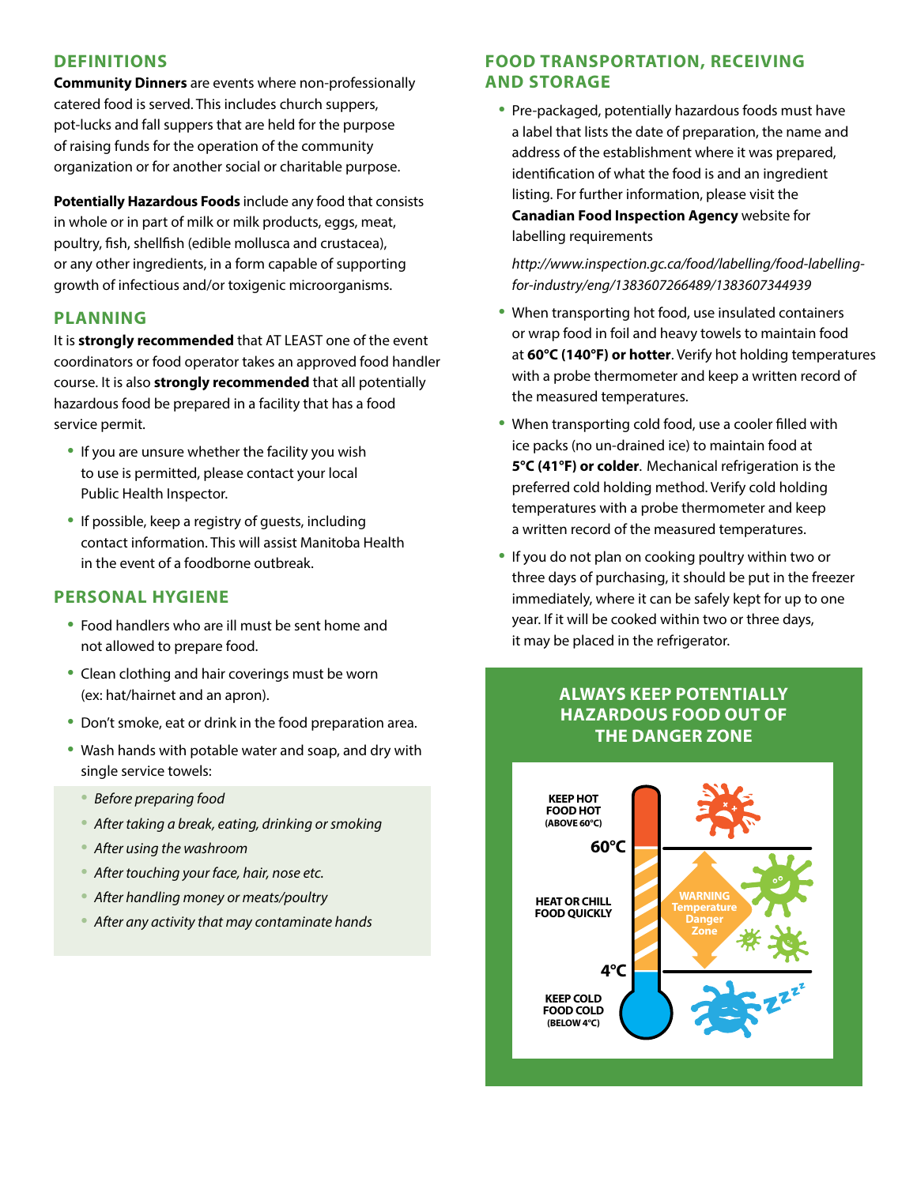## DEFINITIONS

**Community Dinners** are events where non-professionally catered food is served. This includes church suppers, pot-lucks and fall suppers that are held for the purpose of raising funds for the operation of the community organization or for another social or charitable purpose.

**Potentially Hazardous Foods** include any food that consists in whole or in part of milk or milk products, eggs, meat, poultry, fish, shellfish (edible mollusca and crustacea), or any other ingredients, in a form capable of supporting growth of infectious and/or toxigenic microorganisms.

## PLANNING

It is **strongly recommended** that AT LEAST one of the event coordinators or food operator takes an approved food handler course. It is also **strongly recommended** that all potentially hazardous food be prepared in a facility that has a food service permit.

- If you are unsure whether the facility you wish to use is permitted, please contact your local Public Health Inspector.
- If possible, keep a registry of guests, including contact information. This will assist Manitoba Health in the event of a foodborne outbreak.

## PERSONAL HYGIENE

- Food handlers who are ill must be sent home and not allowed to prepare food.
- Clean clothing and hair coverings must be worn (ex: hat/hairnet and an apron).
- Don't smoke, eat or drink in the food preparation area.
- Wash hands with potable water and soap, and dry with single service towels:
  - *Before preparing food*
  - *After taking a break, eating, drinking or smoking*
  - *After using the washroom*
  - *After touching your face, hair, nose etc.*
  - *After handling money or meats/poultry*
  - *After any activity that may contaminate hands*

## FOOD TRANSPORTATION, RECEIVING AND STORAGE

- Pre-packaged, potentially hazardous foods must have a label that lists the date of preparation, the name and address of the establishment where it was prepared, identification of what the food is and an ingredient listing. For further information, please visit the **Canadian Food Inspection Agency** website for labelling requirements

  *http://www.inspection.gc.ca/food/labelling/food-labelling-for-industry/eng/1383607266489/1383607344939*

- When transporting hot food, use insulated containers or wrap food in foil and heavy towels to maintain food at **60°C (140°F) or hotter**. Verify hot holding temperatures with a probe thermometer and keep a written record of the measured temperatures.
- When transporting cold food, use a cooler filled with ice packs (no un-drained ice) to maintain food at **5°C (41°F) or colder**. Mechanical refrigeration is the preferred cold holding method. Verify cold holding temperatures with a probe thermometer and keep a written record of the measured temperatures.
- If you do not plan on cooking poultry within two or three days of purchasing, it should be put in the freezer immediately, where it can be safely kept for up to one year. If it will be cooked within two or three days, it may be placed in the refrigerator.

### ALWAYS KEEP POTENTIALLY HAZARDOUS FOOD OUT OF THE DANGER ZONE

KEEP HOT FOOD HOT (ABOVE 60°C)

60°C

HEAT OR CHILL FOOD QUICKLY — WARNING Temperature Danger Zone

4°C

KEEP COLD FOOD COLD (BELOW 4°C)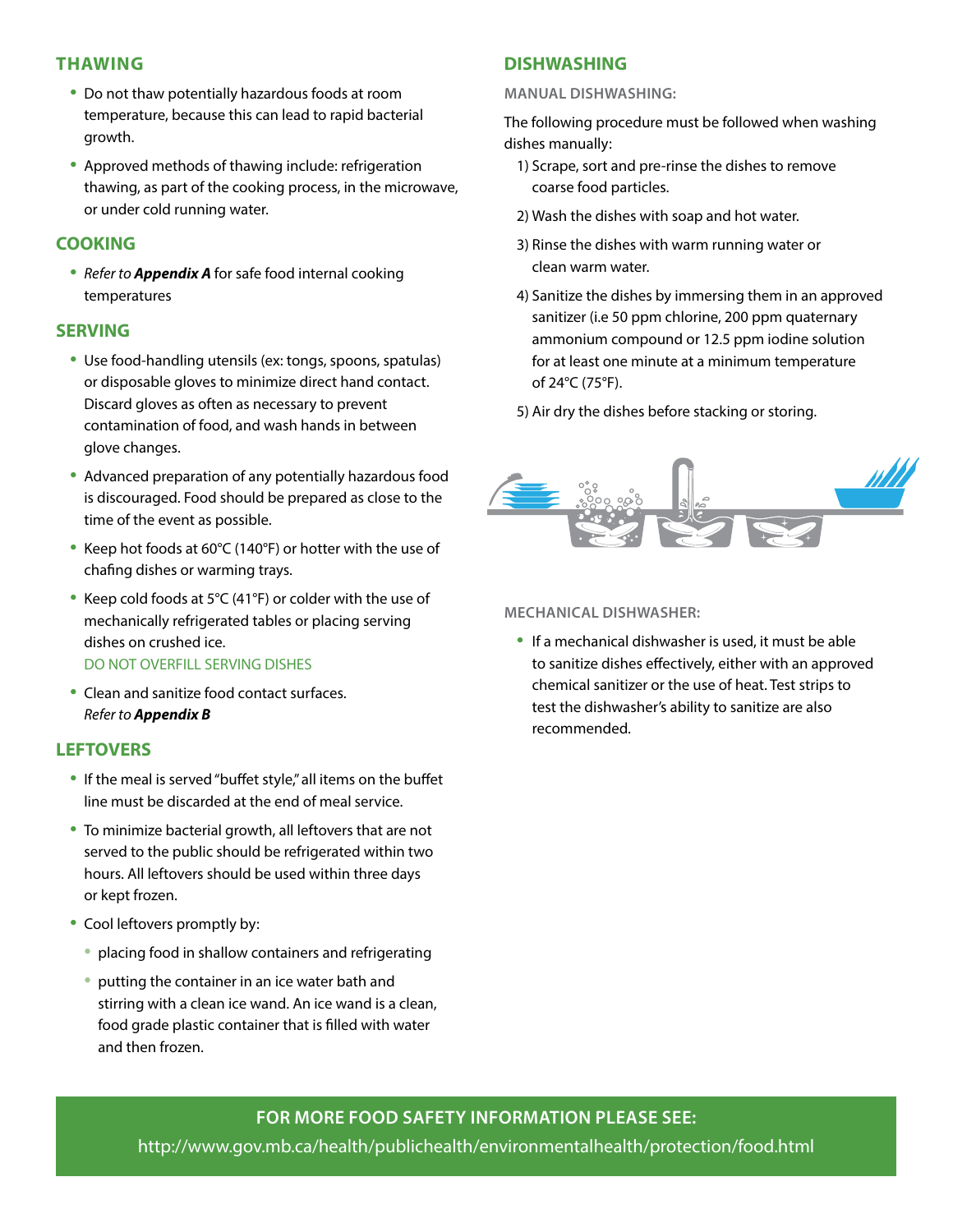## THAWING

- Do not thaw potentially hazardous foods at room temperature, because this can lead to rapid bacterial growth.
- Approved methods of thawing include: refrigeration thawing, as part of the cooking process, in the microwave, or under cold running water.

## COOKING

- *Refer to **Appendix A*** for safe food internal cooking temperatures

## SERVING

- Use food-handling utensils (ex: tongs, spoons, spatulas) or disposable gloves to minimize direct hand contact. Discard gloves as often as necessary to prevent contamination of food, and wash hands in between glove changes.
- Advanced preparation of any potentially hazardous food is discouraged. Food should be prepared as close to the time of the event as possible.
- Keep hot foods at 60°C (140°F) or hotter with the use of chafing dishes or warming trays.
- Keep cold foods at 5°C (41°F) or colder with the use of mechanically refrigerated tables or placing serving dishes on crushed ice.
  DO NOT OVERFILL SERVING DISHES
- Clean and sanitize food contact surfaces.
  *Refer to **Appendix B***

## LEFTOVERS

- If the meal is served "buffet style," all items on the buffet line must be discarded at the end of meal service.
- To minimize bacterial growth, all leftovers that are not served to the public should be refrigerated within two hours. All leftovers should be used within three days or kept frozen.
- Cool leftovers promptly by:
  - placing food in shallow containers and refrigerating
  - putting the container in an ice water bath and stirring with a clean ice wand. An ice wand is a clean, food grade plastic container that is filled with water and then frozen.

## DISHWASHING

### MANUAL DISHWASHING:

The following procedure must be followed when washing dishes manually:

1) Scrape, sort and pre-rinse the dishes to remove coarse food particles.
2) Wash the dishes with soap and hot water.
3) Rinse the dishes with warm running water or clean warm water.
4) Sanitize the dishes by immersing them in an approved sanitizer (i.e 50 ppm chlorine, 200 ppm quaternary ammonium compound or 12.5 ppm iodine solution for at least one minute at a minimum temperature of 24°C (75°F).
5) Air dry the dishes before stacking or storing.

### MECHANICAL DISHWASHER:

- If a mechanical dishwasher is used, it must be able to sanitize dishes effectively, either with an approved chemical sanitizer or the use of heat. Test strips to test the dishwasher's ability to sanitize are also recommended.

**FOR MORE FOOD SAFETY INFORMATION PLEASE SEE:**

http://www.gov.mb.ca/health/publichealth/environmentalhealth/protection/food.html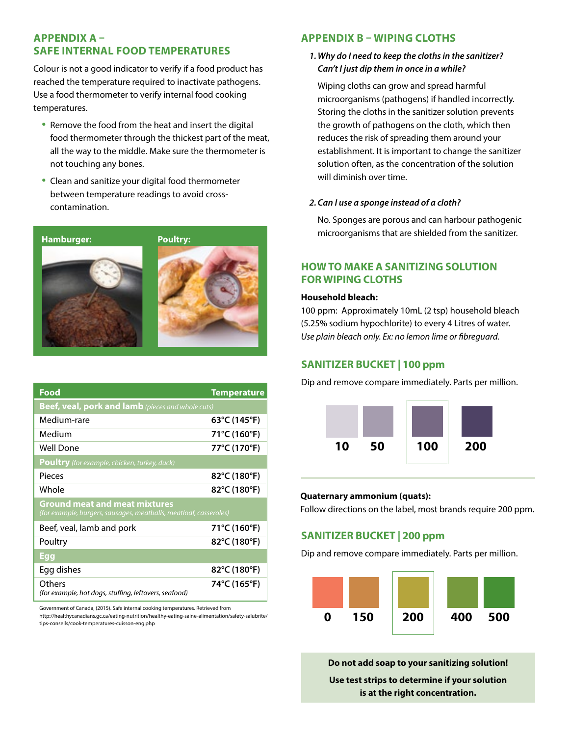## APPENDIX A – SAFE INTERNAL FOOD TEMPERATURES

Colour is not a good indicator to verify if a food product has reached the temperature required to inactivate pathogens. Use a food thermometer to verify internal food cooking temperatures.

- Remove the food from the heat and insert the digital food thermometer through the thickest part of the meat, all the way to the middle. Make sure the thermometer is not touching any bones.
- Clean and sanitize your digital food thermometer between temperature readings to avoid cross-contamination.

**Hamburger:** **Poultry:**

| Food | Temperature |
|---|---|
| **Beef, veal, pork and lamb** *(pieces and whole cuts)* | |
| Medium-rare | 63°C (145°F) |
| Medium | 71°C (160°F) |
| Well Done | 77°C (170°F) |
| **Poultry** *(for example, chicken, turkey, duck)* | |
| Pieces | 82°C (180°F) |
| Whole | 82°C (180°F) |
| **Ground meat and meat mixtures** *(for example, burgers, sausages, meatballs, meatloaf, casseroles)* | |
| Beef, veal, lamb and pork | 71°C (160°F) |
| Poultry | 82°C (180°F) |
| **Egg** | |
| Egg dishes | 82°C (180°F) |
| Others *(for example, hot dogs, stuffing, leftovers, seafood)* | 74°C (165°F) |

Government of Canada, (2015). Safe internal cooking temperatures. Retrieved from http://healthycanadians.gc.ca/eating-nutrition/healthy-eating-saine-alimentation/safety-salubrite/tips-conseils/cook-temperatures-cuisson-eng.php

## APPENDIX B – WIPING CLOTHS

*1. Why do I need to keep the cloths in the sanitizer? Can't I just dip them in once in a while?*

Wiping cloths can grow and spread harmful microorganisms (pathogens) if handled incorrectly. Storing the cloths in the sanitizer solution prevents the growth of pathogens on the cloth, which then reduces the risk of spreading them around your establishment. It is important to change the sanitizer solution often, as the concentration of the solution will diminish over time.

*2. Can I use a sponge instead of a cloth?*

No. Sponges are porous and can harbour pathogenic microorganisms that are shielded from the sanitizer.

## HOW TO MAKE A SANITIZING SOLUTION FOR WIPING CLOTHS

**Household bleach:**

100 ppm: Approximately 10mL (2 tsp) household bleach (5.25% sodium hypochlorite) to every 4 Litres of water.
*Use plain bleach only. Ex: no lemon lime or fibreguard.*

### SANITIZER BUCKET | 100 ppm

Dip and remove compare immediately. Parts per million.

**10** **50** **100** **200**

**Quaternary ammonium (quats):**

Follow directions on the label, most brands require 200 ppm.

### SANITIZER BUCKET | 200 ppm

Dip and remove compare immediately. Parts per million.

**0** **150** **200** **400** **500**

**Do not add soap to your sanitizing solution!**

**Use test strips to determine if your solution is at the right concentration.**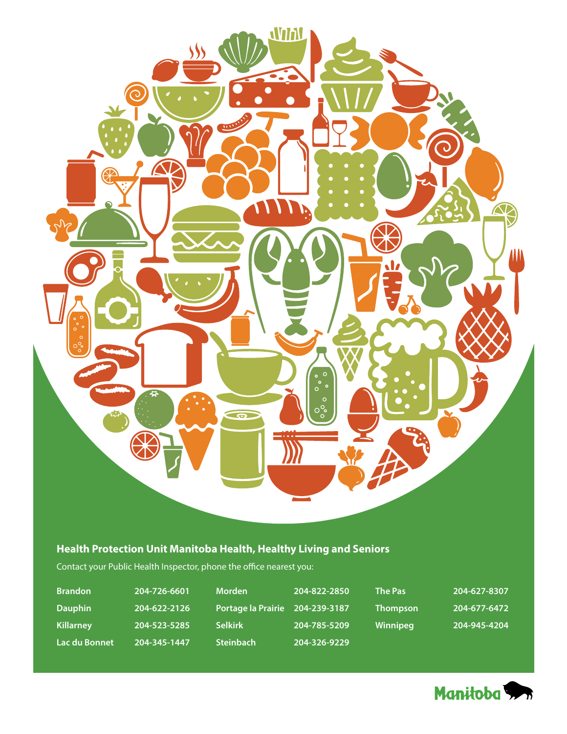**Health Protection Unit Manitoba Health, Healthy Living and Seniors**

Contact your Public Health Inspector, phone the office nearest you:

| | | | | | |
|---|---|---|---|---|---|
| **Brandon** | **204-726-6601** | **Morden** | **204-822-2850** | **The Pas** | **204-627-8307** |
| **Dauphin** | **204-622-2126** | **Portage la Prairie** | **204-239-3187** | **Thompson** | **204-677-6472** |
| **Killarney** | **204-523-5285** | **Selkirk** | **204-785-5209** | **Winnipeg** | **204-945-4204** |
| **Lac du Bonnet** | **204-345-1447** | **Steinbach** | **204-326-9229** | | |

Manitoba